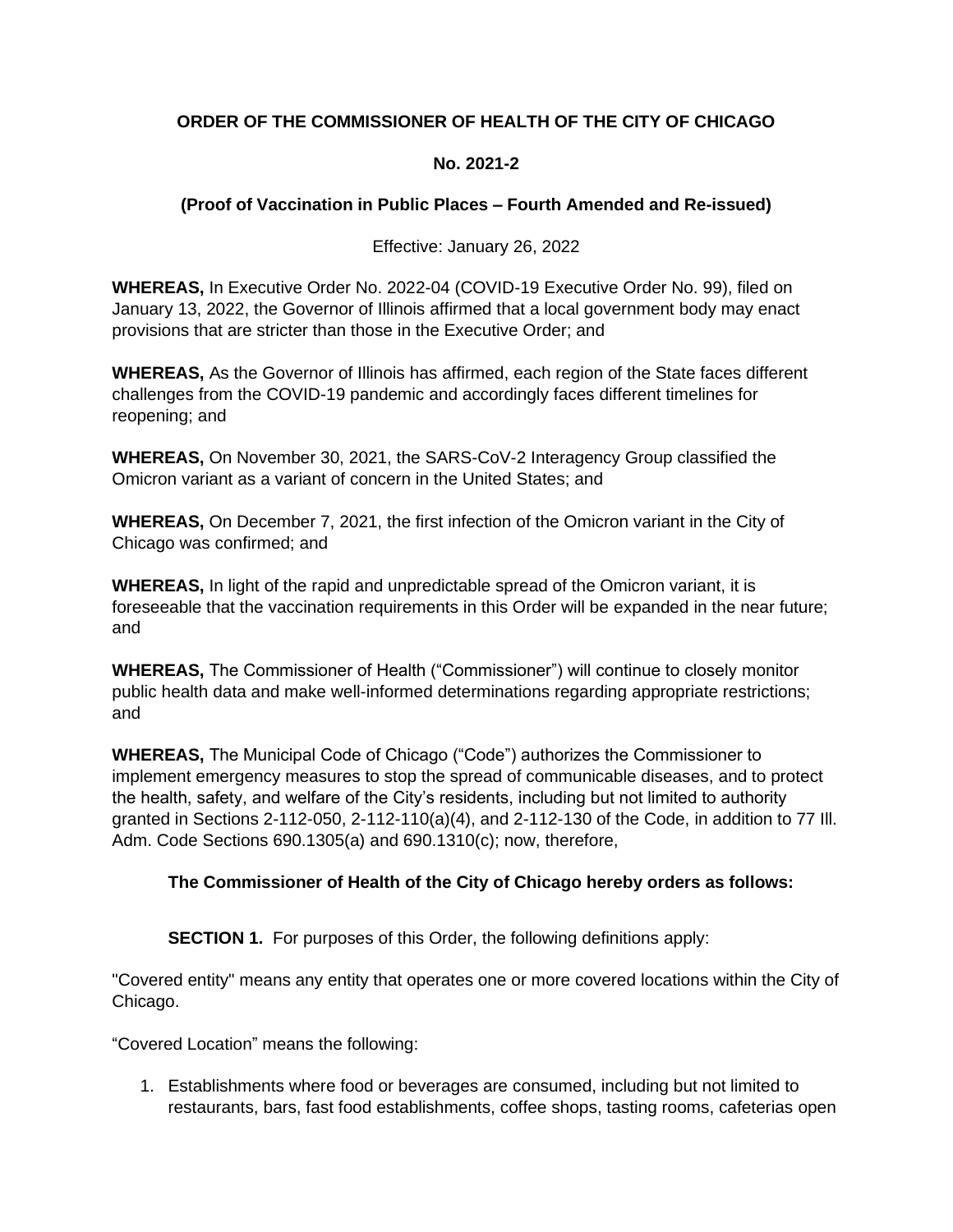**ORDER OF THE COMMISSIONER OF HEALTH OF THE CITY OF CHICAGO**

**No. 2021-2**

**(Proof of Vaccination in Public Places – Fourth Amended and Re-issued)**

Effective: January 26, 2022

**WHEREAS,** In Executive Order No. 2022-04 (COVID-19 Executive Order No. 99), filed on January 13, 2022, the Governor of Illinois affirmed that a local government body may enact provisions that are stricter than those in the Executive Order; and

**WHEREAS,** As the Governor of Illinois has affirmed, each region of the State faces different challenges from the COVID-19 pandemic and accordingly faces different timelines for reopening; and

**WHEREAS,** On November 30, 2021, the SARS-CoV-2 Interagency Group classified the Omicron variant as a variant of concern in the United States; and

**WHEREAS,** On December 7, 2021, the first infection of the Omicron variant in the City of Chicago was confirmed; and

**WHEREAS,** In light of the rapid and unpredictable spread of the Omicron variant, it is foreseeable that the vaccination requirements in this Order will be expanded in the near future; and

**WHEREAS,** The Commissioner of Health ("Commissioner") will continue to closely monitor public health data and make well-informed determinations regarding appropriate restrictions; and

**WHEREAS,** The Municipal Code of Chicago ("Code") authorizes the Commissioner to implement emergency measures to stop the spread of communicable diseases, and to protect the health, safety, and welfare of the City's residents, including but not limited to authority granted in Sections 2-112-050, 2-112-110(a)(4), and 2-112-130 of the Code, in addition to 77 Ill. Adm. Code Sections 690.1305(a) and 690.1310(c); now, therefore,

**The Commissioner of Health of the City of Chicago hereby orders as follows:**

**SECTION 1.** For purposes of this Order, the following definitions apply:

"Covered entity" means any entity that operates one or more covered locations within the City of Chicago.

"Covered Location" means the following:

1. Establishments where food or beverages are consumed, including but not limited to restaurants, bars, fast food establishments, coffee shops, tasting rooms, cafeterias open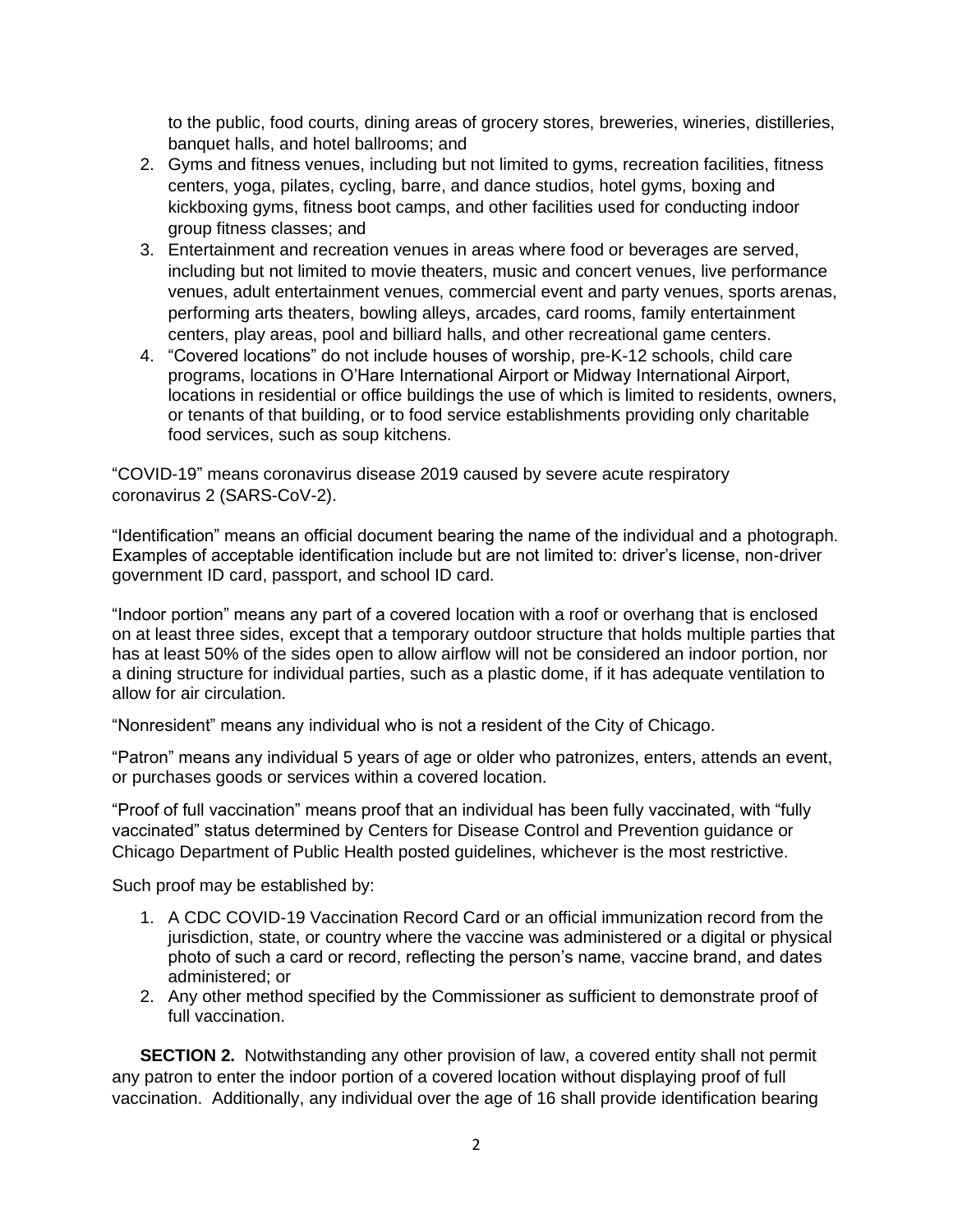to the public, food courts, dining areas of grocery stores, breweries, wineries, distilleries, banquet halls, and hotel ballrooms; and

2. Gyms and fitness venues, including but not limited to gyms, recreation facilities, fitness centers, yoga, pilates, cycling, barre, and dance studios, hotel gyms, boxing and kickboxing gyms, fitness boot camps, and other facilities used for conducting indoor group fitness classes; and
3. Entertainment and recreation venues in areas where food or beverages are served, including but not limited to movie theaters, music and concert venues, live performance venues, adult entertainment venues, commercial event and party venues, sports arenas, performing arts theaters, bowling alleys, arcades, card rooms, family entertainment centers, play areas, pool and billiard halls, and other recreational game centers.
4. "Covered locations" do not include houses of worship, pre-K-12 schools, child care programs, locations in O'Hare International Airport or Midway International Airport, locations in residential or office buildings the use of which is limited to residents, owners, or tenants of that building, or to food service establishments providing only charitable food services, such as soup kitchens.

"COVID-19" means coronavirus disease 2019 caused by severe acute respiratory coronavirus 2 (SARS-CoV-2).

"Identification" means an official document bearing the name of the individual and a photograph. Examples of acceptable identification include but are not limited to: driver's license, non-driver government ID card, passport, and school ID card.

"Indoor portion" means any part of a covered location with a roof or overhang that is enclosed on at least three sides, except that a temporary outdoor structure that holds multiple parties that has at least 50% of the sides open to allow airflow will not be considered an indoor portion, nor a dining structure for individual parties, such as a plastic dome, if it has adequate ventilation to allow for air circulation.

"Nonresident" means any individual who is not a resident of the City of Chicago.

"Patron" means any individual 5 years of age or older who patronizes, enters, attends an event, or purchases goods or services within a covered location.

"Proof of full vaccination" means proof that an individual has been fully vaccinated, with "fully vaccinated" status determined by Centers for Disease Control and Prevention guidance or Chicago Department of Public Health posted guidelines, whichever is the most restrictive.

Such proof may be established by:

1. A CDC COVID-19 Vaccination Record Card or an official immunization record from the jurisdiction, state, or country where the vaccine was administered or a digital or physical photo of such a card or record, reflecting the person's name, vaccine brand, and dates administered; or
2. Any other method specified by the Commissioner as sufficient to demonstrate proof of full vaccination.

**SECTION 2.** Notwithstanding any other provision of law, a covered entity shall not permit any patron to enter the indoor portion of a covered location without displaying proof of full vaccination. Additionally, any individual over the age of 16 shall provide identification bearing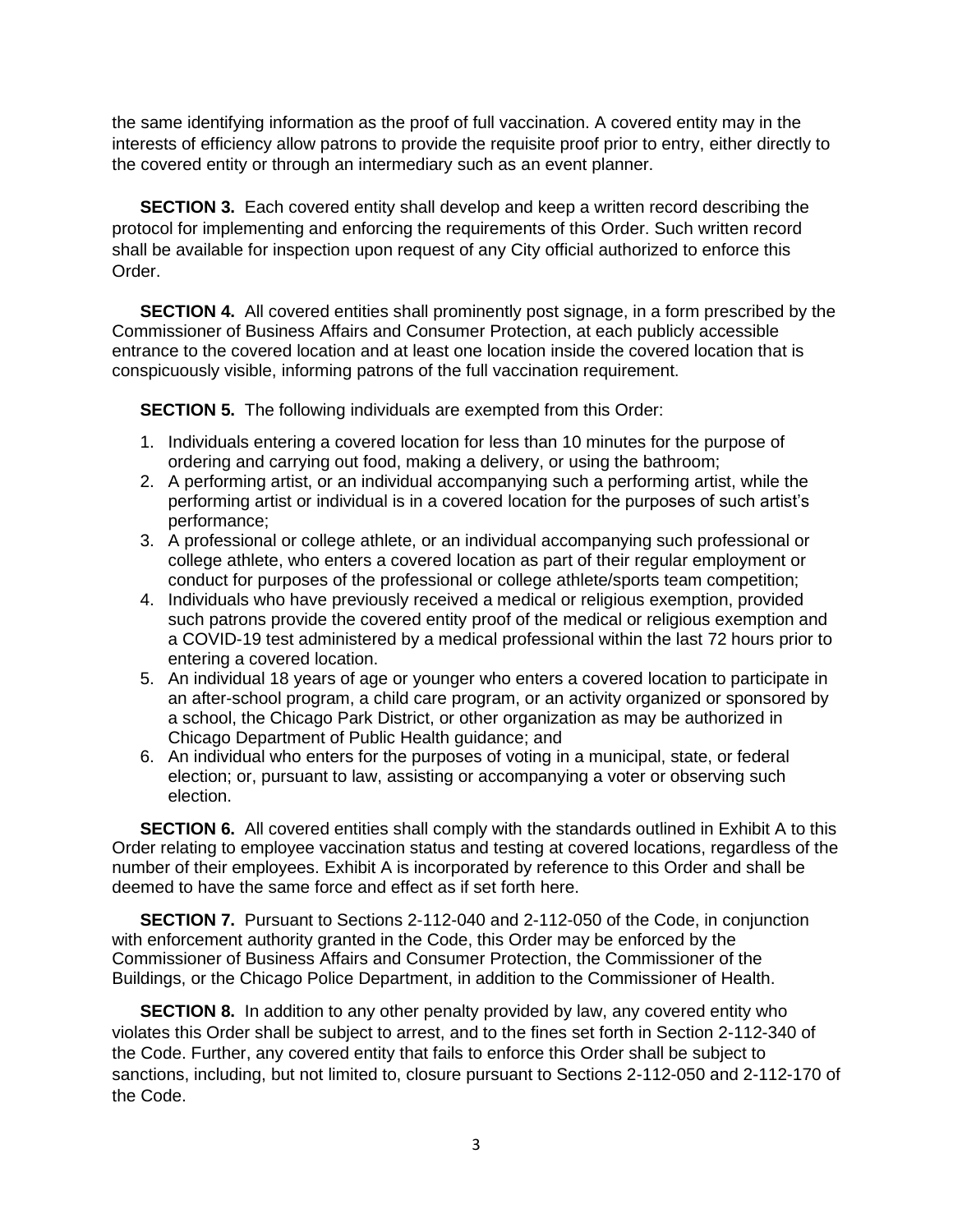the same identifying information as the proof of full vaccination. A covered entity may in the interests of efficiency allow patrons to provide the requisite proof prior to entry, either directly to the covered entity or through an intermediary such as an event planner.

**SECTION 3.** Each covered entity shall develop and keep a written record describing the protocol for implementing and enforcing the requirements of this Order. Such written record shall be available for inspection upon request of any City official authorized to enforce this Order.

**SECTION 4.** All covered entities shall prominently post signage, in a form prescribed by the Commissioner of Business Affairs and Consumer Protection, at each publicly accessible entrance to the covered location and at least one location inside the covered location that is conspicuously visible, informing patrons of the full vaccination requirement.

**SECTION 5.** The following individuals are exempted from this Order:

1. Individuals entering a covered location for less than 10 minutes for the purpose of ordering and carrying out food, making a delivery, or using the bathroom;
2. A performing artist, or an individual accompanying such a performing artist, while the performing artist or individual is in a covered location for the purposes of such artist's performance;
3. A professional or college athlete, or an individual accompanying such professional or college athlete, who enters a covered location as part of their regular employment or conduct for purposes of the professional or college athlete/sports team competition;
4. Individuals who have previously received a medical or religious exemption, provided such patrons provide the covered entity proof of the medical or religious exemption and a COVID-19 test administered by a medical professional within the last 72 hours prior to entering a covered location.
5. An individual 18 years of age or younger who enters a covered location to participate in an after-school program, a child care program, or an activity organized or sponsored by a school, the Chicago Park District, or other organization as may be authorized in Chicago Department of Public Health guidance; and
6. An individual who enters for the purposes of voting in a municipal, state, or federal election; or, pursuant to law, assisting or accompanying a voter or observing such election.

**SECTION 6.** All covered entities shall comply with the standards outlined in Exhibit A to this Order relating to employee vaccination status and testing at covered locations, regardless of the number of their employees. Exhibit A is incorporated by reference to this Order and shall be deemed to have the same force and effect as if set forth here.

**SECTION 7.** Pursuant to Sections 2-112-040 and 2-112-050 of the Code, in conjunction with enforcement authority granted in the Code, this Order may be enforced by the Commissioner of Business Affairs and Consumer Protection, the Commissioner of the Buildings, or the Chicago Police Department, in addition to the Commissioner of Health.

**SECTION 8.** In addition to any other penalty provided by law, any covered entity who violates this Order shall be subject to arrest, and to the fines set forth in Section 2-112-340 of the Code. Further, any covered entity that fails to enforce this Order shall be subject to sanctions, including, but not limited to, closure pursuant to Sections 2-112-050 and 2-112-170 of the Code.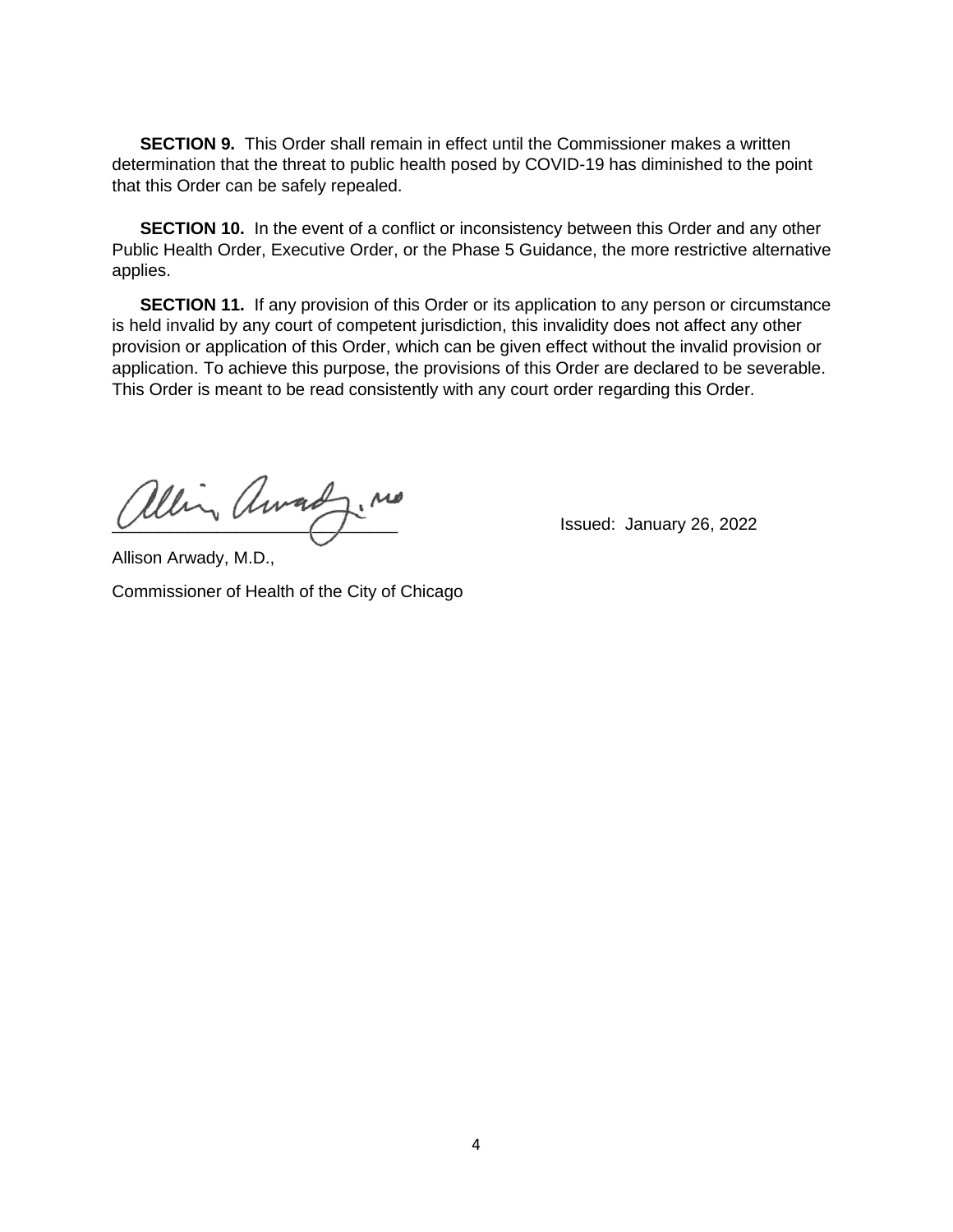**SECTION 9.** This Order shall remain in effect until the Commissioner makes a written determination that the threat to public health posed by COVID-19 has diminished to the point that this Order can be safely repealed.

**SECTION 10.** In the event of a conflict or inconsistency between this Order and any other Public Health Order, Executive Order, or the Phase 5 Guidance, the more restrictive alternative applies.

**SECTION 11.** If any provision of this Order or its application to any person or circumstance is held invalid by any court of competent jurisdiction, this invalidity does not affect any other provision or application of this Order, which can be given effect without the invalid provision or application. To achieve this purpose, the provisions of this Order are declared to be severable. This Order is meant to be read consistently with any court order regarding this Order.

\_\_\_\_\_\_\_\_\_\_\_\_\_\_\_\_\_\_\_\_\_\_\_\_\_\_\_\_ Issued: January 26, 2022

Allison Arwady, M.D.,

Commissioner of Health of the City of Chicago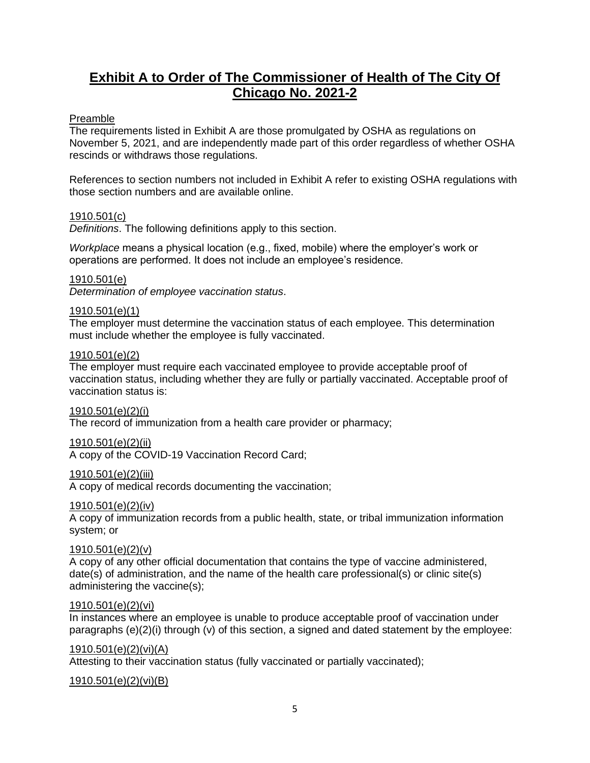# Exhibit A to Order of The Commissioner of Health of The City Of Chicago No. 2021-2

Preamble

The requirements listed in Exhibit A are those promulgated by OSHA as regulations on November 5, 2021, and are independently made part of this order regardless of whether OSHA rescinds or withdraws those regulations.

References to section numbers not included in Exhibit A refer to existing OSHA regulations with those section numbers and are available online.

1910.501(c)

*Definitions*. The following definitions apply to this section.

*Workplace* means a physical location (e.g., fixed, mobile) where the employer's work or operations are performed. It does not include an employee's residence.

1910.501(e)

*Determination of employee vaccination status*.

1910.501(e)(1)

The employer must determine the vaccination status of each employee. This determination must include whether the employee is fully vaccinated.

1910.501(e)(2)

The employer must require each vaccinated employee to provide acceptable proof of vaccination status, including whether they are fully or partially vaccinated. Acceptable proof of vaccination status is:

1910.501(e)(2)(i)

The record of immunization from a health care provider or pharmacy;

1910.501(e)(2)(ii)

A copy of the COVID-19 Vaccination Record Card;

1910.501(e)(2)(iii)

A copy of medical records documenting the vaccination;

1910.501(e)(2)(iv)

A copy of immunization records from a public health, state, or tribal immunization information system; or

1910.501(e)(2)(v)

A copy of any other official documentation that contains the type of vaccine administered, date(s) of administration, and the name of the health care professional(s) or clinic site(s) administering the vaccine(s);

1910.501(e)(2)(vi)

In instances where an employee is unable to produce acceptable proof of vaccination under paragraphs (e)(2)(i) through (v) of this section, a signed and dated statement by the employee:

1910.501(e)(2)(vi)(A)

Attesting to their vaccination status (fully vaccinated or partially vaccinated);

1910.501(e)(2)(vi)(B)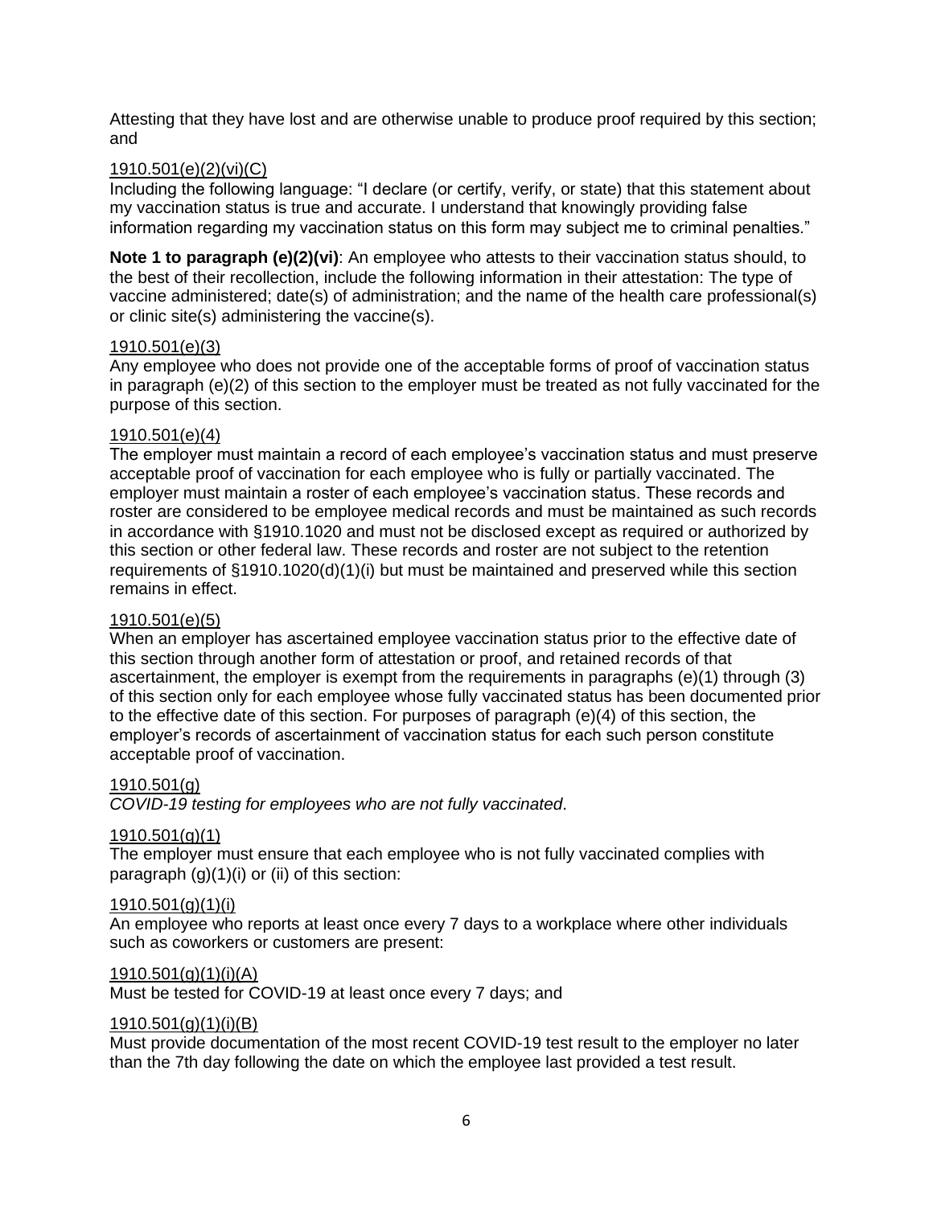Attesting that they have lost and are otherwise unable to produce proof required by this section; and

1910.501(e)(2)(vi)(C)

Including the following language: "I declare (or certify, verify, or state) that this statement about my vaccination status is true and accurate. I understand that knowingly providing false information regarding my vaccination status on this form may subject me to criminal penalties."

**Note 1 to paragraph (e)(2)(vi)**: An employee who attests to their vaccination status should, to the best of their recollection, include the following information in their attestation: The type of vaccine administered; date(s) of administration; and the name of the health care professional(s) or clinic site(s) administering the vaccine(s).

1910.501(e)(3)

Any employee who does not provide one of the acceptable forms of proof of vaccination status in paragraph (e)(2) of this section to the employer must be treated as not fully vaccinated for the purpose of this section.

1910.501(e)(4)

The employer must maintain a record of each employee's vaccination status and must preserve acceptable proof of vaccination for each employee who is fully or partially vaccinated. The employer must maintain a roster of each employee's vaccination status. These records and roster are considered to be employee medical records and must be maintained as such records in accordance with §1910.1020 and must not be disclosed except as required or authorized by this section or other federal law. These records and roster are not subject to the retention requirements of §1910.1020(d)(1)(i) but must be maintained and preserved while this section remains in effect.

1910.501(e)(5)

When an employer has ascertained employee vaccination status prior to the effective date of this section through another form of attestation or proof, and retained records of that ascertainment, the employer is exempt from the requirements in paragraphs (e)(1) through (3) of this section only for each employee whose fully vaccinated status has been documented prior to the effective date of this section. For purposes of paragraph (e)(4) of this section, the employer's records of ascertainment of vaccination status for each such person constitute acceptable proof of vaccination.

1910.501(g)

*COVID-19 testing for employees who are not fully vaccinated.*

1910.501(g)(1)

The employer must ensure that each employee who is not fully vaccinated complies with paragraph (g)(1)(i) or (ii) of this section:

1910.501(g)(1)(i)

An employee who reports at least once every 7 days to a workplace where other individuals such as coworkers or customers are present:

1910.501(g)(1)(i)(A)

Must be tested for COVID-19 at least once every 7 days; and

1910.501(g)(1)(i)(B)

Must provide documentation of the most recent COVID-19 test result to the employer no later than the 7th day following the date on which the employee last provided a test result.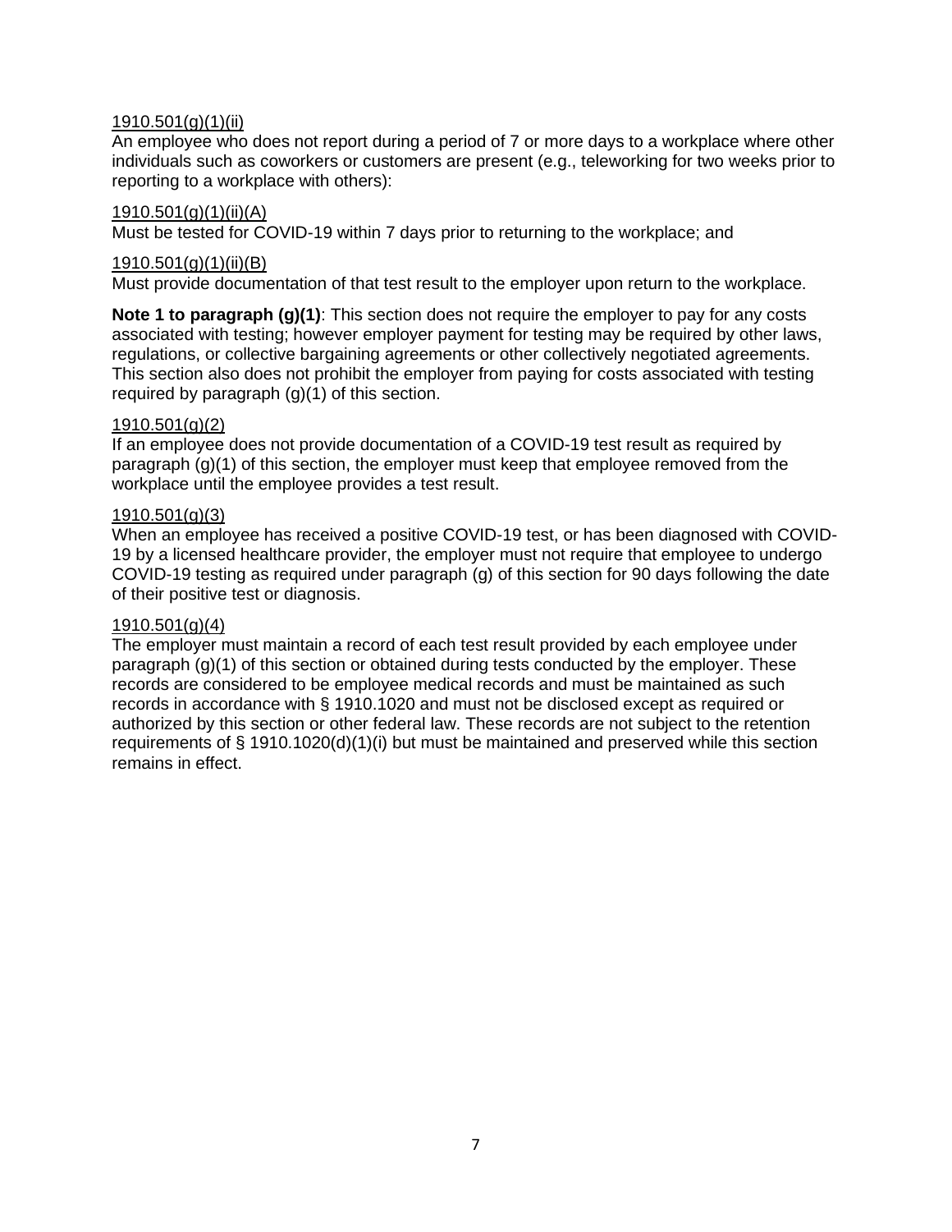1910.501(g)(1)(ii)

An employee who does not report during a period of 7 or more days to a workplace where other individuals such as coworkers or customers are present (e.g., teleworking for two weeks prior to reporting to a workplace with others):

1910.501(g)(1)(ii)(A)

Must be tested for COVID-19 within 7 days prior to returning to the workplace; and

1910.501(g)(1)(ii)(B)

Must provide documentation of that test result to the employer upon return to the workplace.

**Note 1 to paragraph (g)(1)**: This section does not require the employer to pay for any costs associated with testing; however employer payment for testing may be required by other laws, regulations, or collective bargaining agreements or other collectively negotiated agreements. This section also does not prohibit the employer from paying for costs associated with testing required by paragraph (g)(1) of this section.

1910.501(g)(2)

If an employee does not provide documentation of a COVID-19 test result as required by paragraph (g)(1) of this section, the employer must keep that employee removed from the workplace until the employee provides a test result.

1910.501(g)(3)

When an employee has received a positive COVID-19 test, or has been diagnosed with COVID-19 by a licensed healthcare provider, the employer must not require that employee to undergo COVID-19 testing as required under paragraph (g) of this section for 90 days following the date of their positive test or diagnosis.

1910.501(g)(4)

The employer must maintain a record of each test result provided by each employee under paragraph (g)(1) of this section or obtained during tests conducted by the employer. These records are considered to be employee medical records and must be maintained as such records in accordance with § 1910.1020 and must not be disclosed except as required or authorized by this section or other federal law. These records are not subject to the retention requirements of § 1910.1020(d)(1)(i) but must be maintained and preserved while this section remains in effect.